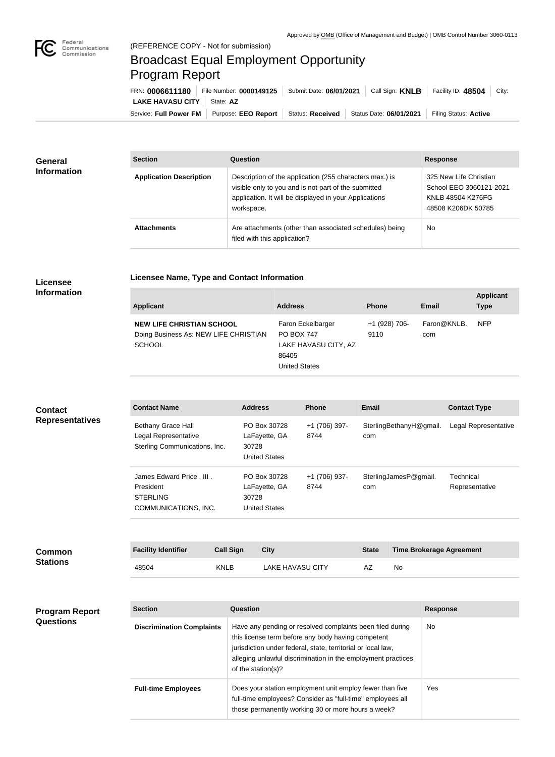Approved by OMB (Office of Management and Budget) | OMB Control Number 3060-0113

(REFERENCE COPY - Not for submission)

# Broadcast Equal Employment Opportunity Program Report

FRN: **0006611180** | File Number: **0000149125** | Submit Date: **06/01/2021** | Call Sign: **KNLB** | Facility ID: **48504** | City: **LAKE HAVASU CITY** | State: **AZ**

Service: **Full Power FM** | Purpose: **EEO Report** | Status: **Received** | Status Date: **06/01/2021** | Filing Status: **Active**

## General Information

| Section | Question | Response |
|---|---|---|
| **Application Description** | Description of the application (255 characters max.) is visible only to you and is not part of the submitted application. It will be displayed in your Applications workspace. | 325 New Life Christian School EEO 3060121-2021 KNLB 48504 K276FG 48508 K206DK 50785 |
| **Attachments** | Are attachments (other than associated schedules) being filed with this application? | No |

## Licensee Information

### Licensee Name, Type and Contact Information

| Applicant | Address | Phone | Email | Applicant Type |
|---|---|---|---|---|
| **NEW LIFE CHRISTIAN SCHOOL** Doing Business As: NEW LIFE CHRISTIAN SCHOOL | Faron Eckelbarger PO BOX 747 LAKE HAVASU CITY, AZ 86405 United States | +1 (928) 706-9110 | Faron@KNLB.com | NFP |

## Contact Representatives

| Contact Name | Address | Phone | Email | Contact Type |
|---|---|---|---|---|
| Bethany Grace Hall Legal Representative Sterling Communications, Inc. | PO Box 30728 LaFayette, GA 30728 United States | +1 (706) 397-8744 | SterlingBethanyH@gmail.com | Legal Representative |
| James Edward Price , III . President STERLING COMMUNICATIONS, INC. | PO Box 30728 LaFayette, GA 30728 United States | +1 (706) 937-8744 | SterlingJamesP@gmail.com | Technical Representative |

## Common Stations

| Facility Identifier | Call Sign | City | State | Time Brokerage Agreement |
|---|---|---|---|---|
| 48504 | KNLB | LAKE HAVASU CITY | AZ | No |

## Program Report Questions

| Section | Question | Response |
|---|---|---|
| **Discrimination Complaints** | Have any pending or resolved complaints been filed during this license term before any body having competent jurisdiction under federal, state, territorial or local law, alleging unlawful discrimination in the employment practices of the station(s)? | No |
| **Full-time Employees** | Does your station employment unit employ fewer than five full-time employees? Consider as "full-time" employees all those permanently working 30 or more hours a week? | Yes |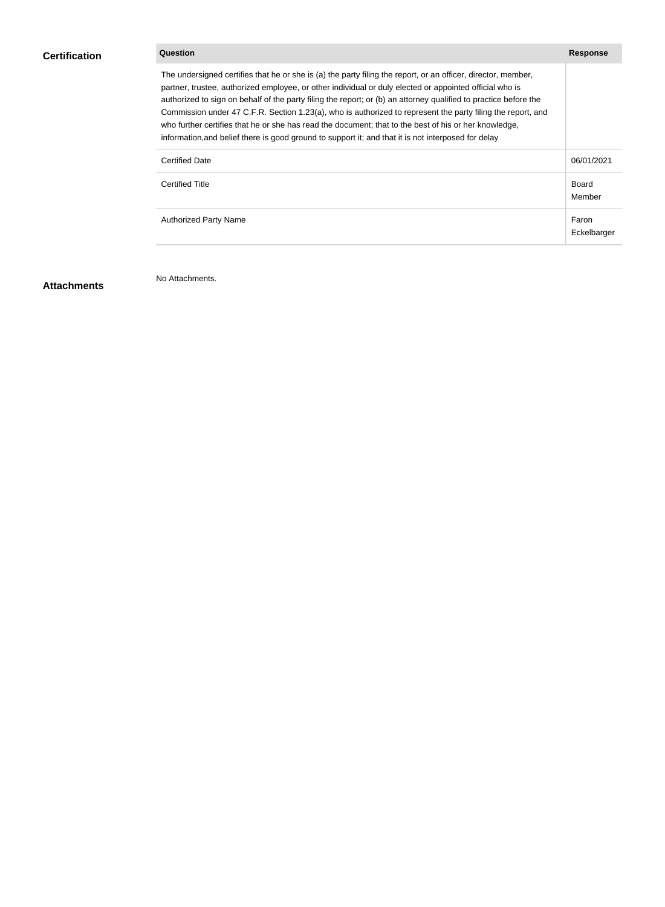## Certification

| Question | Response |
| --- | --- |
| The undersigned certifies that he or she is (a) the party filing the report, or an officer, director, member, partner, trustee, authorized employee, or other individual or duly elected or appointed official who is authorized to sign on behalf of the party filing the report; or (b) an attorney qualified to practice before the Commission under 47 C.F.R. Section 1.23(a), who is authorized to represent the party filing the report, and who further certifies that he or she has read the document; that to the best of his or her knowledge, information,and belief there is good ground to support it; and that it is not interposed for delay | |
| Certified Date | 06/01/2021 |
| Certified Title | Board Member |
| Authorized Party Name | Faron Eckelbarger |

## Attachments

No Attachments.